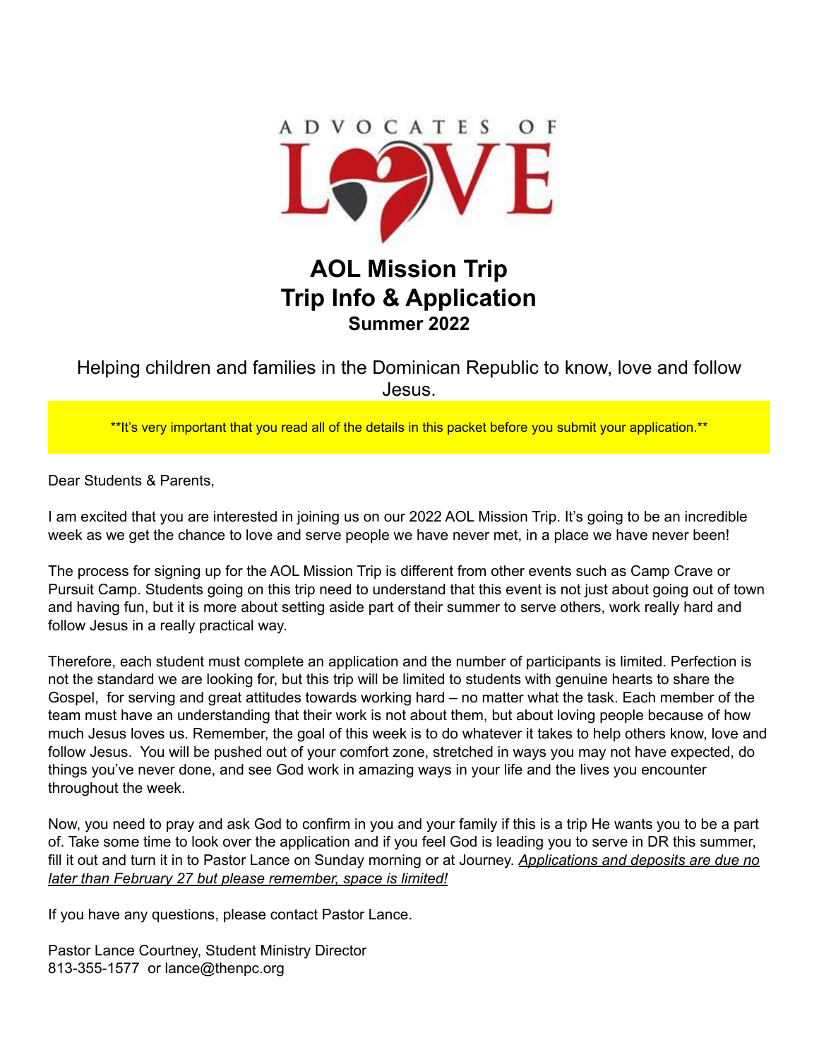ADVOCATES OF LOVE

# AOL Mission Trip
# Trip Info & Application
## Summer 2022

Helping children and families in the Dominican Republic to know, love and follow Jesus.

**It's very important that you read all of the details in this packet before you submit your application.**

Dear Students & Parents,

I am excited that you are interested in joining us on our 2022 AOL Mission Trip. It's going to be an incredible week as we get the chance to love and serve people we have never met, in a place we have never been!

The process for signing up for the AOL Mission Trip is different from other events such as Camp Crave or Pursuit Camp. Students going on this trip need to understand that this event is not just about going out of town and having fun, but it is more about setting aside part of their summer to serve others, work really hard and follow Jesus in a really practical way.

Therefore, each student must complete an application and the number of participants is limited. Perfection is not the standard we are looking for, but this trip will be limited to students with genuine hearts to share the Gospel, for serving and great attitudes towards working hard – no matter what the task. Each member of the team must have an understanding that their work is not about them, but about loving people because of how much Jesus loves us. Remember, the goal of this week is to do whatever it takes to help others know, love and follow Jesus. You will be pushed out of your comfort zone, stretched in ways you may not have expected, do things you've never done, and see God work in amazing ways in your life and the lives you encounter throughout the week.

Now, you need to pray and ask God to confirm in you and your family if this is a trip He wants you to be a part of. Take some time to look over the application and if you feel God is leading you to serve in DR this summer, fill it out and turn it in to Pastor Lance on Sunday morning or at Journey. *Applications and deposits are due no later than February 27 but please remember, space is limited!*

If you have any questions, please contact Pastor Lance.

Pastor Lance Courtney, Student Ministry Director
813-355-1577 or lance@thenpc.org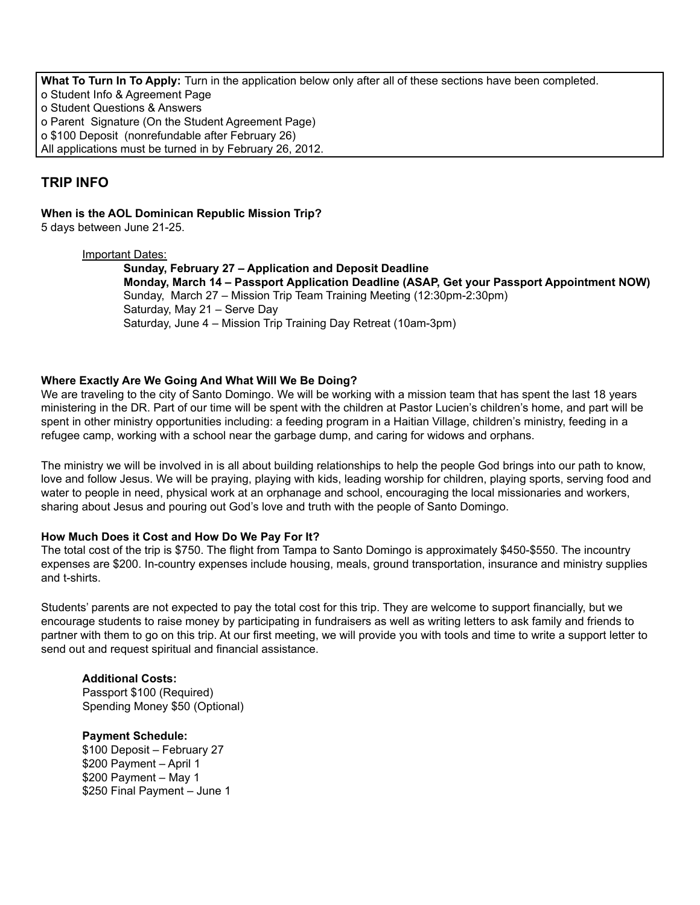**What To Turn In To Apply:** Turn in the application below only after all of these sections have been completed.

- o Student Info & Agreement Page
- o Student Questions & Answers
- o Parent Signature (On the Student Agreement Page)
- o $100 Deposit (nonrefundable after February 26)

All applications must be turned in by February 26, 2012.

## TRIP INFO

**When is the AOL Dominican Republic Mission Trip?**
5 days between June 21-25.

Important Dates:

**Sunday, February 27 – Application and Deposit Deadline**
**Monday, March 14 – Passport Application Deadline (ASAP, Get your Passport Appointment NOW)**
Sunday, March 27 – Mission Trip Team Training Meeting (12:30pm-2:30pm)
Saturday, May 21 – Serve Day
Saturday, June 4 – Mission Trip Training Day Retreat (10am-3pm)

**Where Exactly Are We Going And What Will We Be Doing?**
We are traveling to the city of Santo Domingo. We will be working with a mission team that has spent the last 18 years ministering in the DR. Part of our time will be spent with the children at Pastor Lucien's children's home, and part will be spent in other ministry opportunities including: a feeding program in a Haitian Village, children's ministry, feeding in a refugee camp, working with a school near the garbage dump, and caring for widows and orphans.

The ministry we will be involved in is all about building relationships to help the people God brings into our path to know, love and follow Jesus. We will be praying, playing with kids, leading worship for children, playing sports, serving food and water to people in need, physical work at an orphanage and school, encouraging the local missionaries and workers, sharing about Jesus and pouring out God's love and truth with the people of Santo Domingo.

**How Much Does it Cost and How Do We Pay For It?**
The total cost of the trip is $750. The flight from Tampa to Santo Domingo is approximately $450-$550. The incountry expenses are $200. In-country expenses include housing, meals, ground transportation, insurance and ministry supplies and t-shirts.

Students' parents are not expected to pay the total cost for this trip. They are welcome to support financially, but we encourage students to raise money by participating in fundraisers as well as writing letters to ask family and friends to partner with them to go on this trip. At our first meeting, we will provide you with tools and time to write a support letter to send out and request spiritual and financial assistance.

**Additional Costs:**
Passport $100 (Required)
Spending Money $50 (Optional)

**Payment Schedule:**
$100 Deposit – February 27
$200 Payment – April 1
$200 Payment – May 1
$250 Final Payment – June 1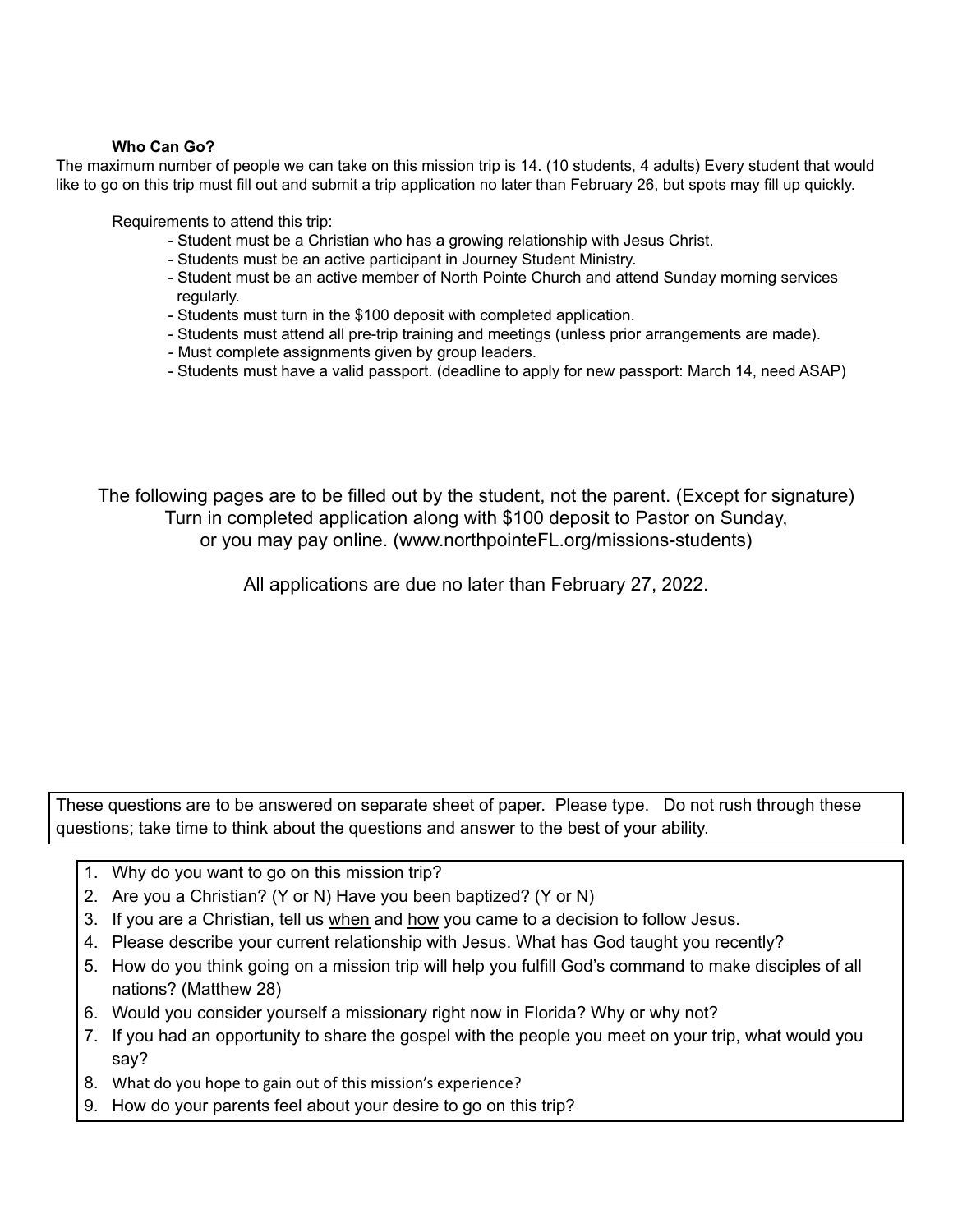**Who Can Go?**

The maximum number of people we can take on this mission trip is 14. (10 students, 4 adults) Every student that would like to go on this trip must fill out and submit a trip application no later than February 26, but spots may fill up quickly.

Requirements to attend this trip:

- Student must be a Christian who has a growing relationship with Jesus Christ.
- Students must be an active participant in Journey Student Ministry.
- Student must be an active member of North Pointe Church and attend Sunday morning services regularly.
- Students must turn in the $100 deposit with completed application.
- Students must attend all pre-trip training and meetings (unless prior arrangements are made).
- Must complete assignments given by group leaders.
- Students must have a valid passport. (deadline to apply for new passport: March 14, need ASAP)

The following pages are to be filled out by the student, not the parent. (Except for signature)
Turn in completed application along with $100 deposit to Pastor on Sunday,
or you may pay online. (www.northpointeFL.org/missions-students)

All applications are due no later than February 27, 2022.

These questions are to be answered on separate sheet of paper. Please type. Do not rush through these questions; take time to think about the questions and answer to the best of your ability.

1. Why do you want to go on this mission trip?
2. Are you a Christian? (Y or N) Have you been baptized? (Y or N)
3. If you are a Christian, tell us <u>when</u> and <u>how</u> you came to a decision to follow Jesus.
4. Please describe your current relationship with Jesus. What has God taught you recently?
5. How do you think going on a mission trip will help you fulfill God's command to make disciples of all nations? (Matthew 28)
6. Would you consider yourself a missionary right now in Florida? Why or why not?
7. If you had an opportunity to share the gospel with the people you meet on your trip, what would you say?
8. What do you hope to gain out of this mission's experience?
9. How do your parents feel about your desire to go on this trip?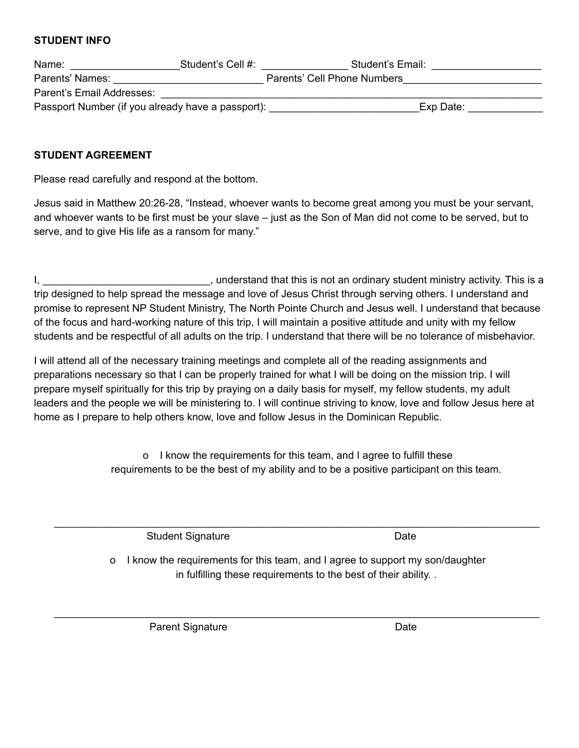**STUDENT INFO**

Name: ___________________Student's Cell #: _______________ Student's Email: ___________________
Parents' Names: __________________________ Parents' Cell Phone Numbers________________________
Parent's Email Addresses: ___________________________________________________________________
Passport Number (if you already have a passport): _________________________Exp Date: _____________

**STUDENT AGREEMENT**

Please read carefully and respond at the bottom.

Jesus said in Matthew 20:26-28, "Instead, whoever wants to become great among you must be your servant, and whoever wants to be first must be your slave – just as the Son of Man did not come to be served, but to serve, and to give His life as a ransom for many."

I, ____________________________, understand that this is not an ordinary student ministry activity. This is a trip designed to help spread the message and love of Jesus Christ through serving others. I understand and promise to represent NP Student Ministry, The North Pointe Church and Jesus well. I understand that because of the focus and hard-working nature of this trip, I will maintain a positive attitude and unity with my fellow students and be respectful of all adults on the trip. I understand that there will be no tolerance of misbehavior.

I will attend all of the necessary training meetings and complete all of the reading assignments and preparations necessary so that I can be properly trained for what I will be doing on the mission trip. I will prepare myself spiritually for this trip by praying on a daily basis for myself, my fellow students, my adult leaders and the people we will be ministering to. I will continue striving to know, love and follow Jesus here at home as I prepare to help others know, love and follow Jesus in the Dominican Republic.

o I know the requirements for this team, and I agree to fulfill these requirements to be the best of my ability and to be a positive participant on this team.

_____________________________________________________________________________________

Student Signature Date

o I know the requirements for this team, and I agree to support my son/daughter in fulfilling these requirements to the best of their ability. .

_____________________________________________________________________________________

Parent Signature Date